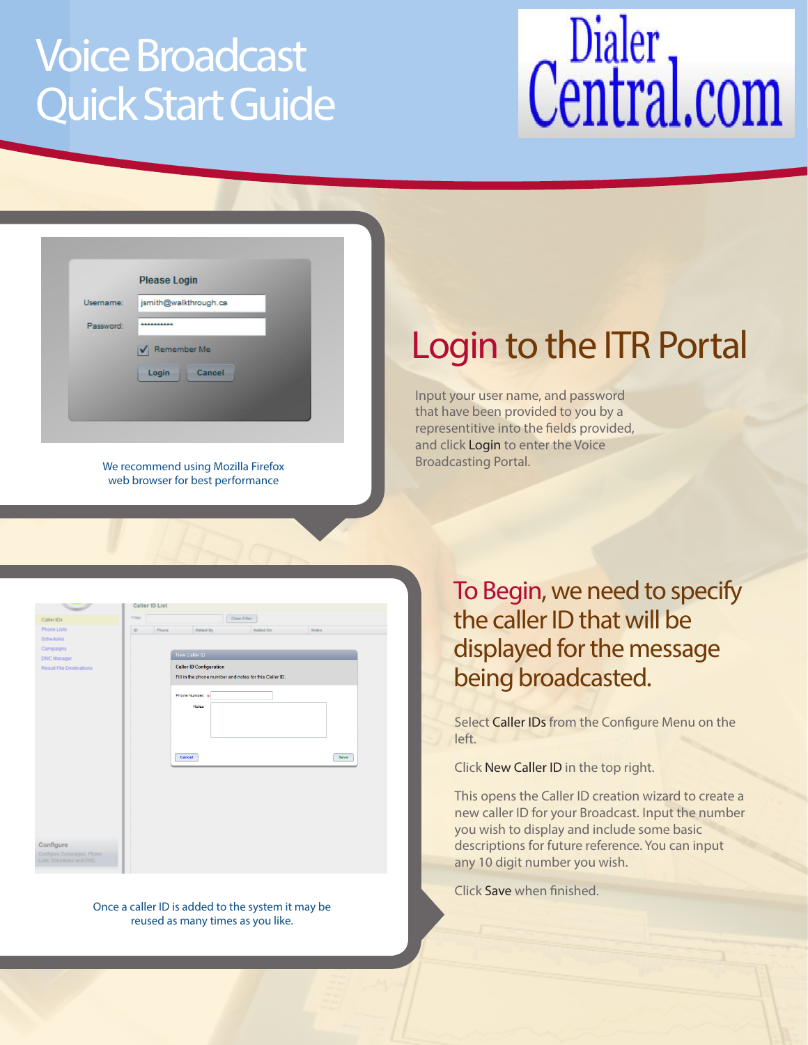# Voice Broadcast Quick Start Guide

Dialer Central.com

## Login to the ITR Portal

Input your user name, and password that have been provided to you by a representitive into the fields provided, and click **Login** to enter the Voice Broadcasting Portal.

We recommend using Mozilla Firefox web browser for best performance

## To Begin, we need to specify the caller ID that will be displayed for the message being broadcasted.

Select **Caller IDs** from the Configure Menu on the left.

Click **New Caller ID** in the top right.

This opens the Caller ID creation wizard to create a new caller ID for your Broadcast. Input the number you wish to display and include some basic descriptions for future reference. You can input any 10 digit number you wish.

Click **Save** when finished.

Once a caller ID is added to the system it may be reused as many times as you like.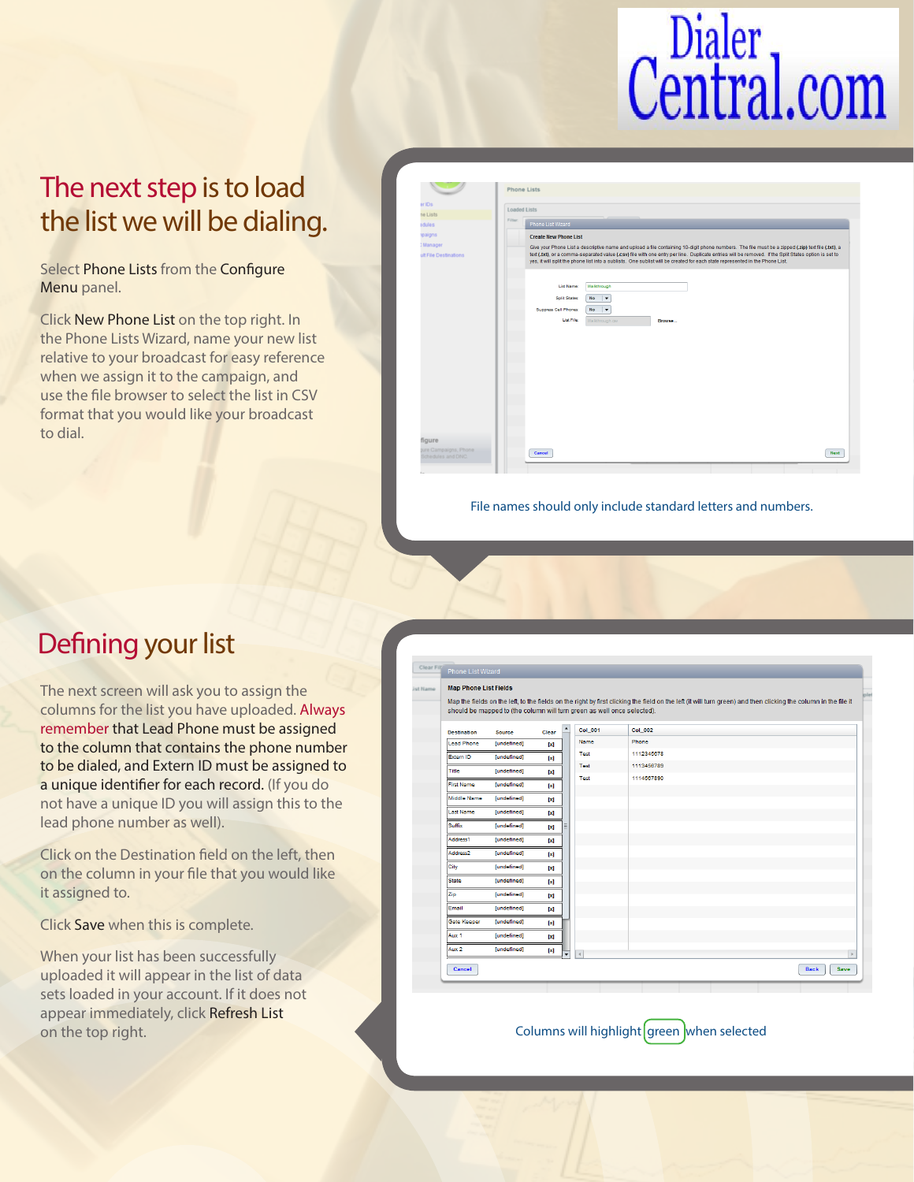## The next step is to load the list we will be dialing.

Select Phone Lists from the Configure Menu panel.

Click New Phone List on the top right. In the Phone Lists Wizard, name your new list relative to your broadcast for easy reference when we assign it to the campaign, and use the file browser to select the list in CSV format that you would like your broadcast to dial.

File names should only include standard letters and numbers.

## Defining your list

The next screen will ask you to assign the columns for the list you have uploaded. Always remember that Lead Phone must be assigned to the column that contains the phone number to be dialed, and Extern ID must be assigned to a unique identifier for each record. (If you do not have a unique ID you will assign this to the lead phone number as well).

Click on the Destination field on the left, then on the column in your file that you would like it assigned to.

Click Save when this is complete.

When your list has been successfully uploaded it will appear in the list of data sets loaded in your account. If it does not appear immediately, click Refresh List on the top right.

Columns will highlight green when selected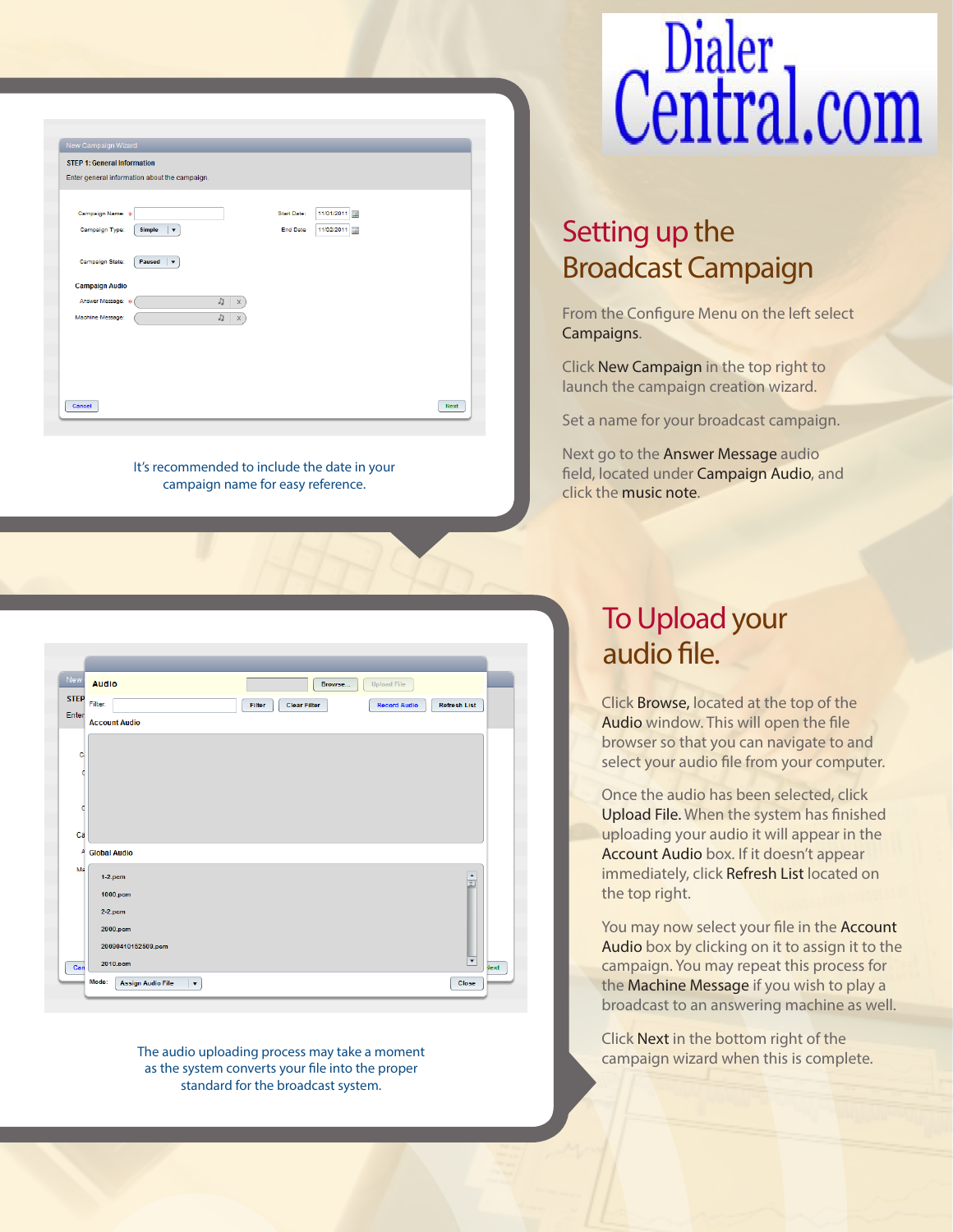# Setting up the Broadcast Campaign

From the Configure Menu on the left select **Campaigns**.

Click **New Campaign** in the top right to launch the campaign creation wizard.

Set a name for your broadcast campaign.

Next go to the **Answer Message** audio field, located under **Campaign Audio**, and click the **music note**.

It's recommended to include the date in your campaign name for easy reference.

# To Upload your audio file.

Click **Browse**, located at the top of the **Audio** window. This will open the file browser so that you can navigate to and select your audio file from your computer.

Once the audio has been selected, click **Upload File**. When the system has finished uploading your audio it will appear in the **Account Audio** box. If it doesn't appear immediately, click **Refresh List** located on the top right.

You may now select your file in the **Account Audio** box by clicking on it to assign it to the campaign. You may repeat this process for the **Machine Message** if you wish to play a broadcast to an answering machine as well.

Click **Next** in the bottom right of the campaign wizard when this is complete.

The audio uploading process may take a moment as the system converts your file into the proper standard for the broadcast system.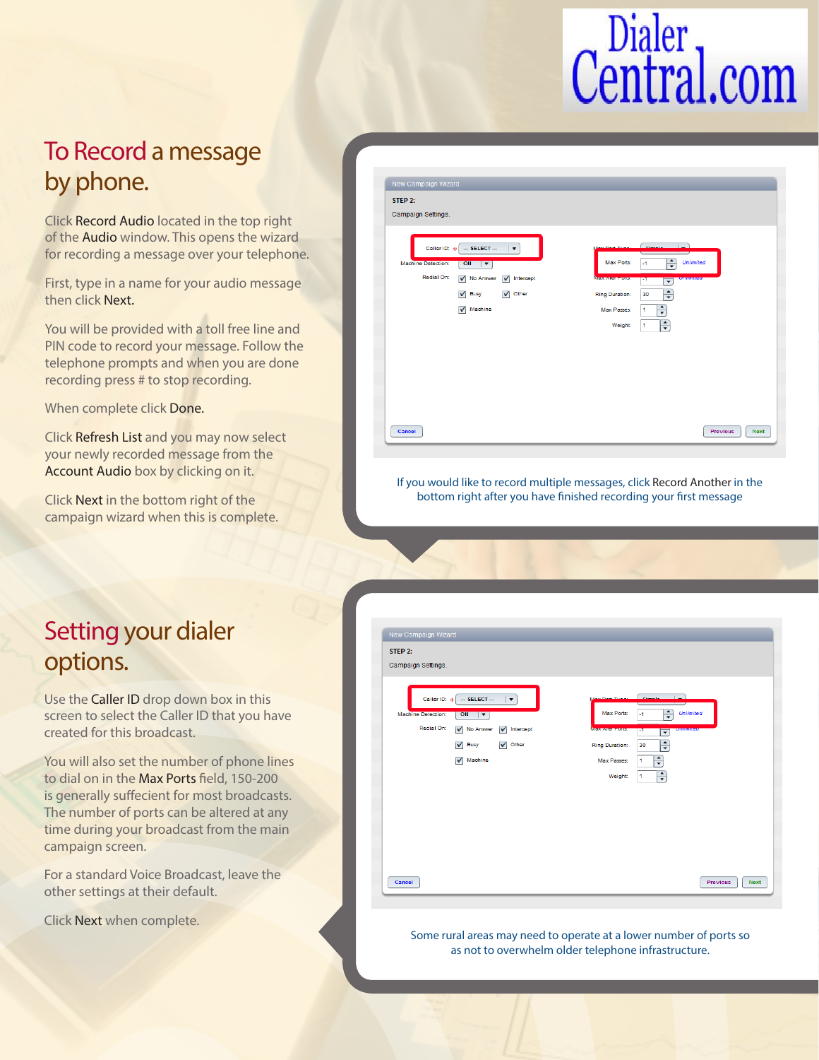# To Record a message by phone.

Click Record Audio located in the top right of the Audio window. This opens the wizard for recording a message over your telephone.

First, type in a name for your audio message then click Next.

You will be provided with a toll free line and PIN code to record your message. Follow the telephone prompts and when you are done recording press # to stop recording.

When complete click Done.

Click Refresh List and you may now select your newly recorded message from the Account Audio box by clicking on it.

Click Next in the bottom right of the campaign wizard when this is complete.

If you would like to record multiple messages, click Record Another in the bottom right after you have finished recording your first message

# Setting your dialer options.

Use the Caller ID drop down box in this screen to select the Caller ID that you have created for this broadcast.

You will also set the number of phone lines to dial on in the Max Ports field, 150-200 is generally suffecient for most broadcasts. The number of ports can be altered at any time during your broadcast from the main campaign screen.

For a standard Voice Broadcast, leave the other settings at their default.

Click Next when complete.

Some rural areas may need to operate at a lower number of ports so as not to overwhelm older telephone infrastructure.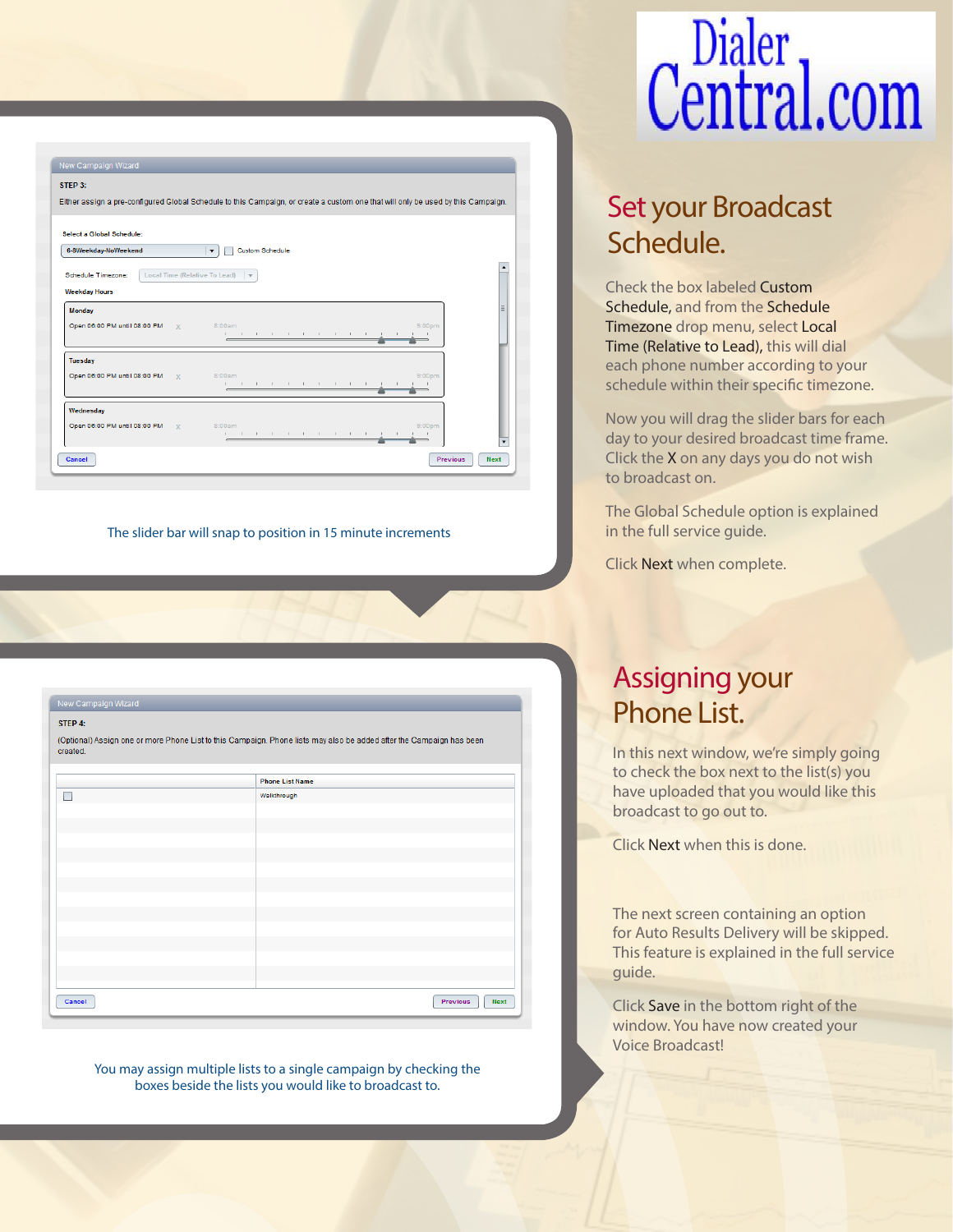Dialer Central.com

# Set your Broadcast Schedule.

Check the box labeled Custom Schedule, and from the Schedule Timezone drop menu, select Local Time (Relative to Lead), this will dial each phone number according to your schedule within their specific timezone.

Now you will drag the slider bars for each day to your desired broadcast time frame. Click the X on any days you do not wish to broadcast on.

The Global Schedule option is explained in the full service guide.

Click Next when complete.

New Campaign Wizard

STEP 3:

Either assign a pre-configured Global Schedule to this Campaign, or create a custom one that will only be used by this Campaign.

Select a Global Schedule: 6-8Weekday-NoWeekend | Custom Schedule

Schedule Timezone: Local Time (Relative To Lead)

Weekday Hours

Monday — Open 06:00 PM until 08:00 PM X 8:00am 9:00pm

Tuesday — Open 06:00 PM until 08:00 PM X 8:00am 9:00pm

Wednesday — Open 06:00 PM until 08:00 PM X 8:00am 9:00pm

Cancel | Previous | Next

The slider bar will snap to position in 15 minute increments

# Assigning your Phone List.

In this next window, we're simply going to check the box next to the list(s) you have uploaded that you would like this broadcast to go out to.

Click Next when this is done.

The next screen containing an option for Auto Results Delivery will be skipped. This feature is explained in the full service guide.

Click Save in the bottom right of the window. You have now created your Voice Broadcast!

New Campaign Wizard

STEP 4:

(Optional) Assign one or more Phone List to this Campaign. Phone lists may also be added after the Campaign has been created.

| | Phone List Name |
|---|---|
| ☐ | Walkthrough |

Cancel | Previous | Next

You may assign multiple lists to a single campaign by checking the boxes beside the lists you would like to broadcast to.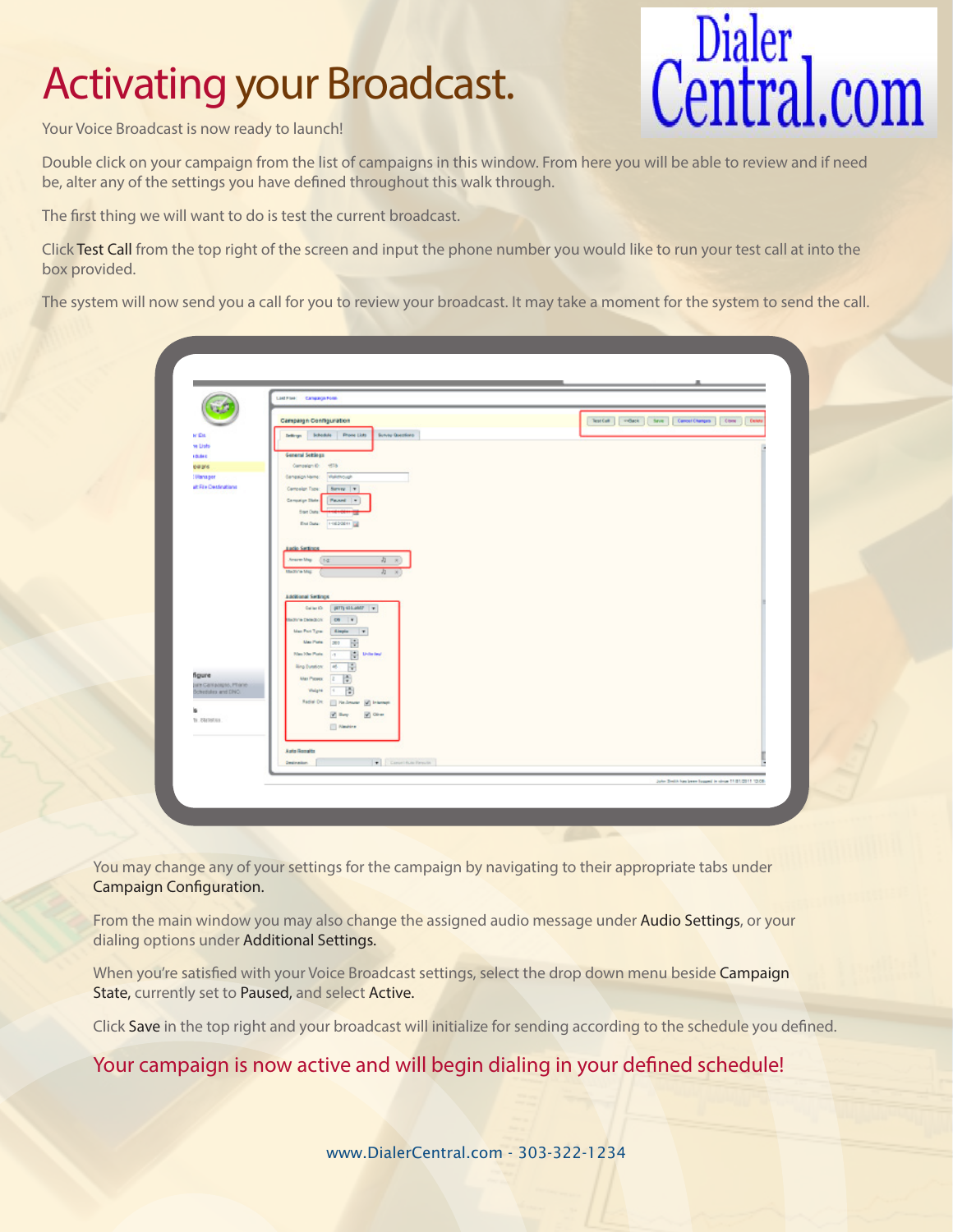# Activating your Broadcast.

Your Voice Broadcast is now ready to launch!

Double click on your campaign from the list of campaigns in this window. From here you will be able to review and if need be, alter any of the settings you have defined throughout this walk through.

The first thing we will want to do is test the current broadcast.

Click Test Call from the top right of the screen and input the phone number you would like to run your test call at into the box provided.

The system will now send you a call for you to review your broadcast. It may take a moment for the system to send the call.

You may change any of your settings for the campaign by navigating to their appropriate tabs under Campaign Configuration.

From the main window you may also change the assigned audio message under Audio Settings, or your dialing options under Additional Settings.

When you're satisfied with your Voice Broadcast settings, select the drop down menu beside Campaign State, currently set to Paused, and select Active.

Click Save in the top right and your broadcast will initialize for sending according to the schedule you defined.

Your campaign is now active and will begin dialing in your defined schedule!

www.DialerCentral.com - 303-322-1234